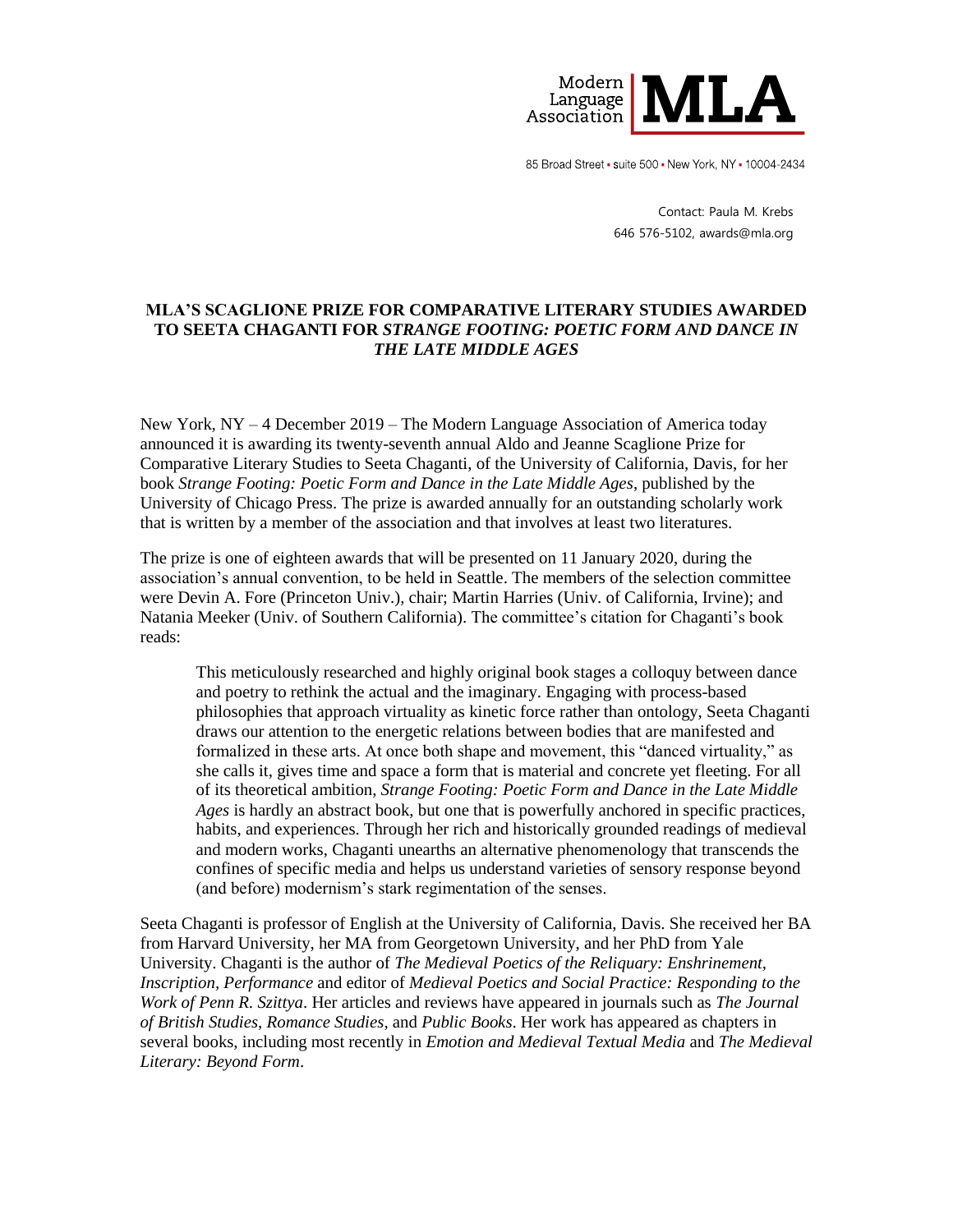Modern Language Association **MLA**

85 Broad Street ▪ suite 500 ▪ New York, NY ▪ 10004-2434

Contact: Paula M. Krebs
646 576-5102, awards@mla.org

**MLA'S SCAGLIONE PRIZE FOR COMPARATIVE LITERARY STUDIES AWARDED TO SEETA CHAGANTI FOR *STRANGE FOOTING: POETIC FORM AND DANCE IN THE LATE MIDDLE AGES***

New York, NY – 4 December 2019 – The Modern Language Association of America today announced it is awarding its twenty-seventh annual Aldo and Jeanne Scaglione Prize for Comparative Literary Studies to Seeta Chaganti, of the University of California, Davis, for her book *Strange Footing: Poetic Form and Dance in the Late Middle Ages*, published by the University of Chicago Press. The prize is awarded annually for an outstanding scholarly work that is written by a member of the association and that involves at least two literatures.

The prize is one of eighteen awards that will be presented on 11 January 2020, during the association's annual convention, to be held in Seattle. The members of the selection committee were Devin A. Fore (Princeton Univ.), chair; Martin Harries (Univ. of California, Irvine); and Natania Meeker (Univ. of Southern California). The committee's citation for Chaganti's book reads:

> This meticulously researched and highly original book stages a colloquy between dance and poetry to rethink the actual and the imaginary. Engaging with process-based philosophies that approach virtuality as kinetic force rather than ontology, Seeta Chaganti draws our attention to the energetic relations between bodies that are manifested and formalized in these arts. At once both shape and movement, this "danced virtuality," as she calls it, gives time and space a form that is material and concrete yet fleeting. For all of its theoretical ambition, *Strange Footing: Poetic Form and Dance in the Late Middle Ages* is hardly an abstract book, but one that is powerfully anchored in specific practices, habits, and experiences. Through her rich and historically grounded readings of medieval and modern works, Chaganti unearths an alternative phenomenology that transcends the confines of specific media and helps us understand varieties of sensory response beyond (and before) modernism's stark regimentation of the senses.

Seeta Chaganti is professor of English at the University of California, Davis. She received her BA from Harvard University, her MA from Georgetown University, and her PhD from Yale University. Chaganti is the author of *The Medieval Poetics of the Reliquary: Enshrinement, Inscription, Performance* and editor of *Medieval Poetics and Social Practice: Responding to the Work of Penn R. Szittya*. Her articles and reviews have appeared in journals such as *The Journal of British Studies*, *Romance Studies*, and *Public Books*. Her work has appeared as chapters in several books, including most recently in *Emotion and Medieval Textual Media* and *The Medieval Literary: Beyond Form*.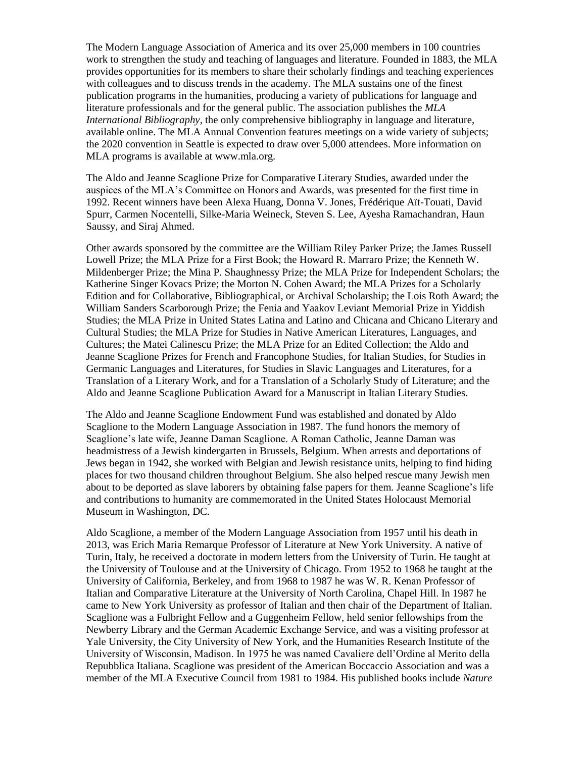The Modern Language Association of America and its over 25,000 members in 100 countries work to strengthen the study and teaching of languages and literature. Founded in 1883, the MLA provides opportunities for its members to share their scholarly findings and teaching experiences with colleagues and to discuss trends in the academy. The MLA sustains one of the finest publication programs in the humanities, producing a variety of publications for language and literature professionals and for the general public. The association publishes the *MLA International Bibliography*, the only comprehensive bibliography in language and literature, available online. The MLA Annual Convention features meetings on a wide variety of subjects; the 2020 convention in Seattle is expected to draw over 5,000 attendees. More information on MLA programs is available at www.mla.org.

The Aldo and Jeanne Scaglione Prize for Comparative Literary Studies, awarded under the auspices of the MLA's Committee on Honors and Awards, was presented for the first time in 1992. Recent winners have been Alexa Huang, Donna V. Jones, Frédérique Aït-Touati, David Spurr, Carmen Nocentelli, Silke-Maria Weineck, Steven S. Lee, Ayesha Ramachandran, Haun Saussy, and Siraj Ahmed.

Other awards sponsored by the committee are the William Riley Parker Prize; the James Russell Lowell Prize; the MLA Prize for a First Book; the Howard R. Marraro Prize; the Kenneth W. Mildenberger Prize; the Mina P. Shaughnessy Prize; the MLA Prize for Independent Scholars; the Katherine Singer Kovacs Prize; the Morton N. Cohen Award; the MLA Prizes for a Scholarly Edition and for Collaborative, Bibliographical, or Archival Scholarship; the Lois Roth Award; the William Sanders Scarborough Prize; the Fenia and Yaakov Leviant Memorial Prize in Yiddish Studies; the MLA Prize in United States Latina and Latino and Chicana and Chicano Literary and Cultural Studies; the MLA Prize for Studies in Native American Literatures, Languages, and Cultures; the Matei Calinescu Prize; the MLA Prize for an Edited Collection; the Aldo and Jeanne Scaglione Prizes for French and Francophone Studies, for Italian Studies, for Studies in Germanic Languages and Literatures, for Studies in Slavic Languages and Literatures, for a Translation of a Literary Work, and for a Translation of a Scholarly Study of Literature; and the Aldo and Jeanne Scaglione Publication Award for a Manuscript in Italian Literary Studies.

The Aldo and Jeanne Scaglione Endowment Fund was established and donated by Aldo Scaglione to the Modern Language Association in 1987. The fund honors the memory of Scaglione's late wife, Jeanne Daman Scaglione. A Roman Catholic, Jeanne Daman was headmistress of a Jewish kindergarten in Brussels, Belgium. When arrests and deportations of Jews began in 1942, she worked with Belgian and Jewish resistance units, helping to find hiding places for two thousand children throughout Belgium. She also helped rescue many Jewish men about to be deported as slave laborers by obtaining false papers for them. Jeanne Scaglione's life and contributions to humanity are commemorated in the United States Holocaust Memorial Museum in Washington, DC.

Aldo Scaglione, a member of the Modern Language Association from 1957 until his death in 2013, was Erich Maria Remarque Professor of Literature at New York University. A native of Turin, Italy, he received a doctorate in modern letters from the University of Turin. He taught at the University of Toulouse and at the University of Chicago. From 1952 to 1968 he taught at the University of California, Berkeley, and from 1968 to 1987 he was W. R. Kenan Professor of Italian and Comparative Literature at the University of North Carolina, Chapel Hill. In 1987 he came to New York University as professor of Italian and then chair of the Department of Italian. Scaglione was a Fulbright Fellow and a Guggenheim Fellow, held senior fellowships from the Newberry Library and the German Academic Exchange Service, and was a visiting professor at Yale University, the City University of New York, and the Humanities Research Institute of the University of Wisconsin, Madison. In 1975 he was named Cavaliere dell'Ordine al Merito della Repubblica Italiana. Scaglione was president of the American Boccaccio Association and was a member of the MLA Executive Council from 1981 to 1984. His published books include *Nature*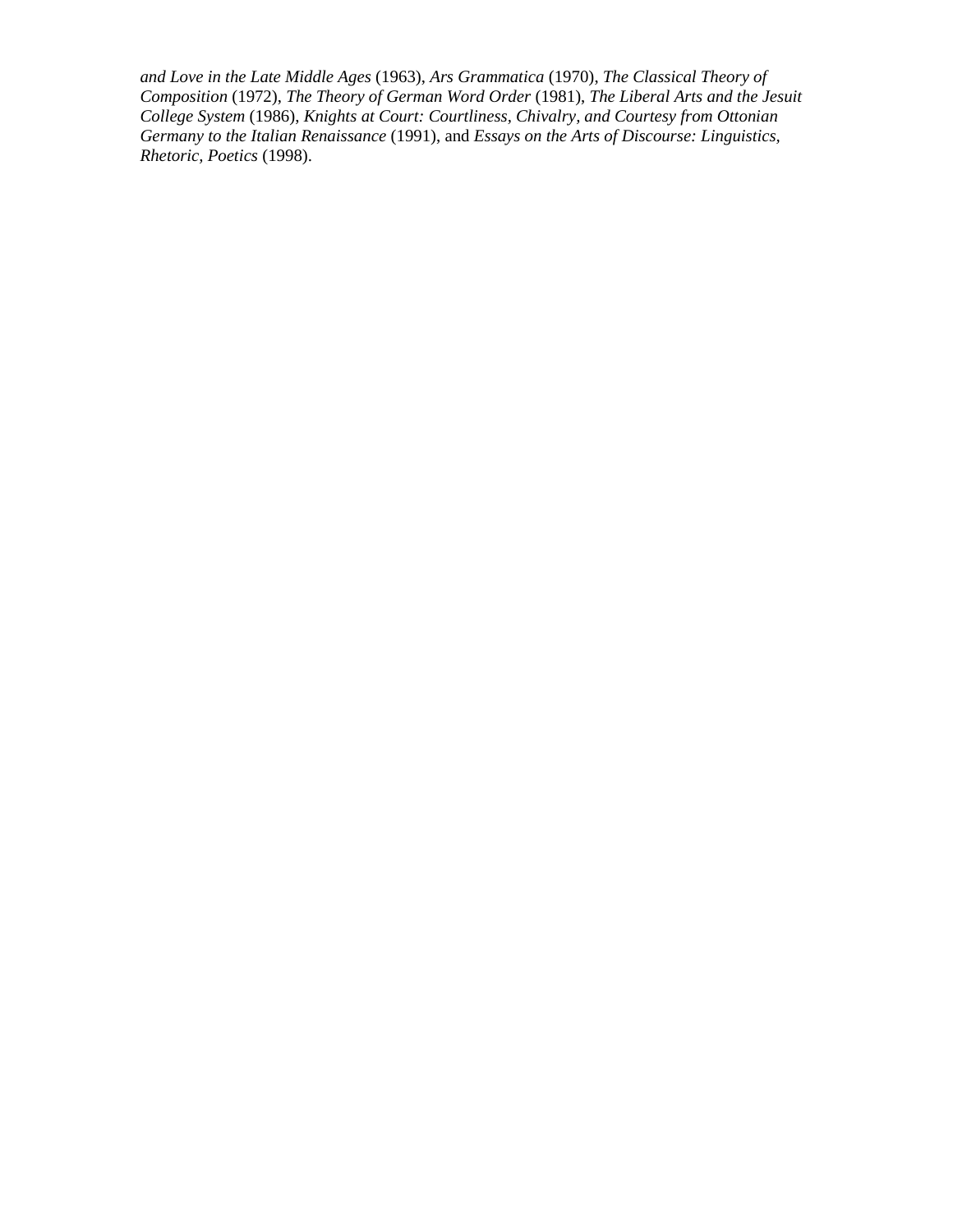*and Love in the Late Middle Ages* (1963), *Ars Grammatica* (1970), *The Classical Theory of Composition* (1972), *The Theory of German Word Order* (1981), *The Liberal Arts and the Jesuit College System* (1986), *Knights at Court: Courtliness, Chivalry, and Courtesy from Ottonian Germany to the Italian Renaissance* (1991), and *Essays on the Arts of Discourse: Linguistics, Rhetoric, Poetics* (1998).